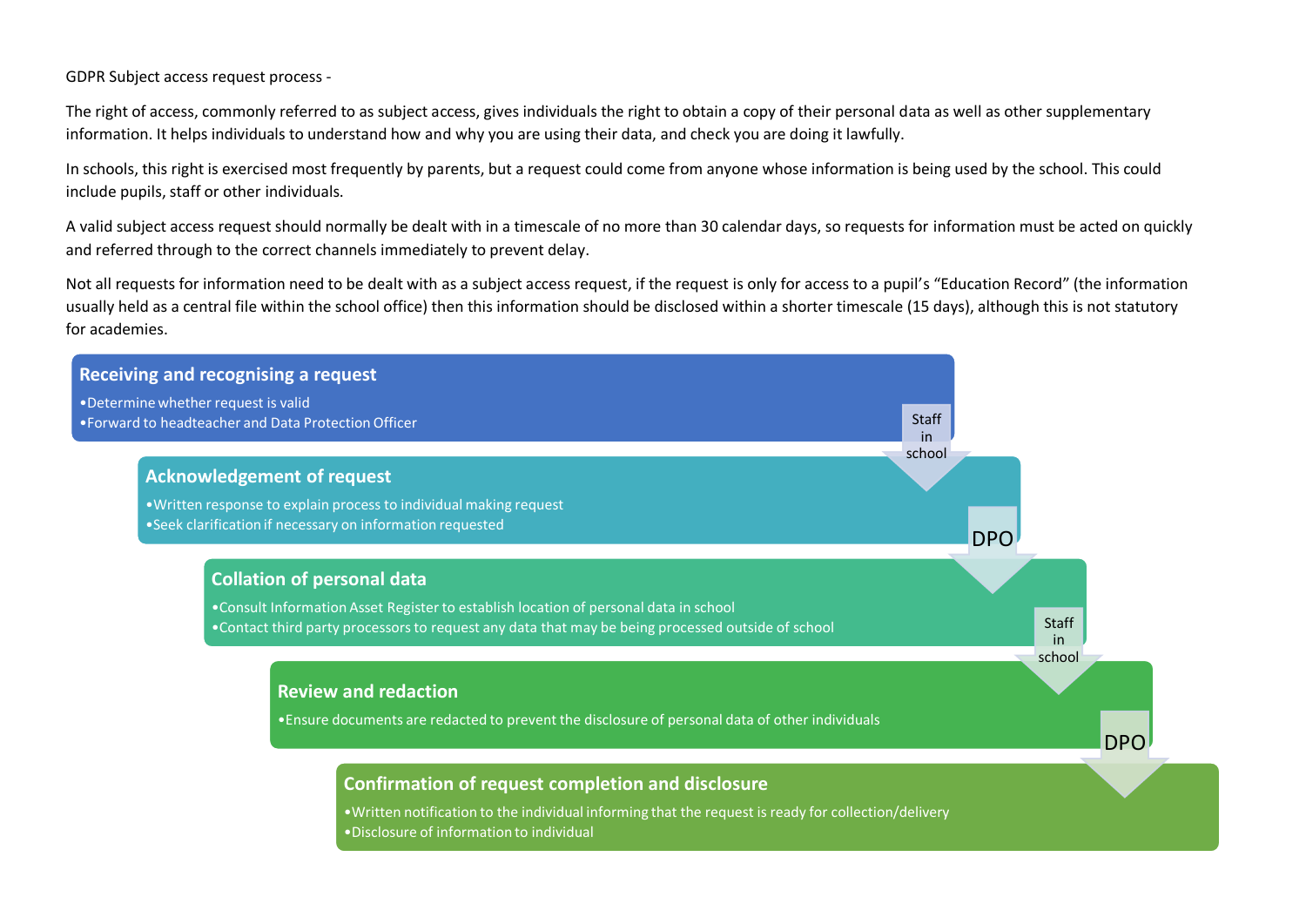GDPR Subject access request process -

The right of access, commonly referred to as subject access, gives individuals the right to obtain a copy of their personal data as well as other supplementary information. It helps individuals to understand how and why you are using their data, and check you are doing it lawfully.

In schools, this right is exercised most frequently by parents, but a request could come from anyone whose information is being used by the school. This could include pupils, staff or other individuals.

A valid subject access request should normally be dealt with in a timescale of no more than 30 calendar days, so requests for information must be acted on quickly and referred through to the correct channels immediately to prevent delay.

Not all requests for information need to be dealt with as a subject access request, if the request is only for access to a pupil's "Education Record" (the information usually held as a central file within the school office) then this information should be disclosed within a shorter timescale (15 days), although this is not statutory for academies.

**Receiving and recognising a request**

- Determine whether request is valid
- Forward to headteacher and Data Protection Officer

Staff in school

**Acknowledgement of request**

- Written response to explain process to individual making request
- Seek clarification if necessary on information requested

DPO

**Collation of personal data**

- Consult Information Asset Register to establish location of personal data in school
- Contact third party processors to request any data that may be being processed outside of school

Staff in school

**Review and redaction**

- Ensure documents are redacted to prevent the disclosure of personal data of other individuals

DPO

**Confirmation of request completion and disclosure**

- Written notification to the individual informing that the request is ready for collection/delivery
- Disclosure of information to individual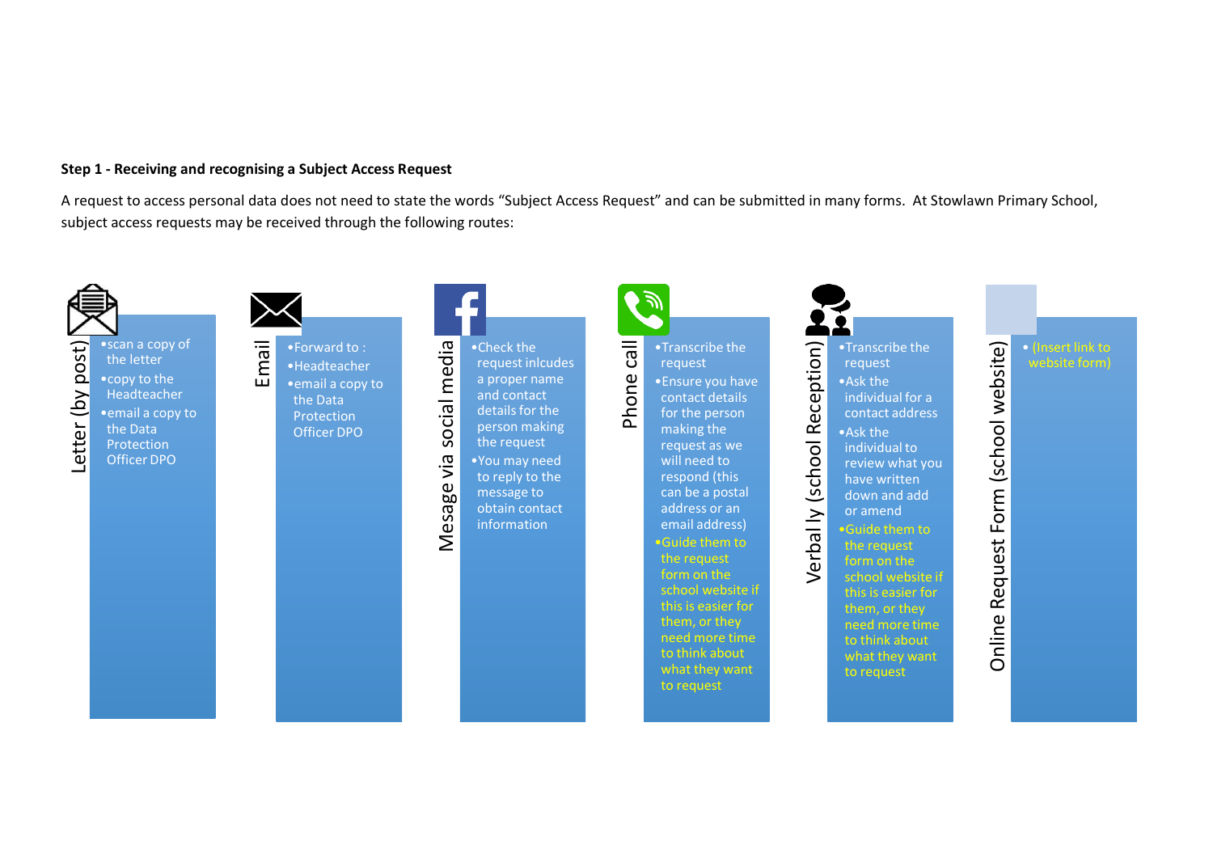**Step 1 - Receiving and recognising a Subject Access Request**

A request to access personal data does not need to state the words "Subject Access Request" and can be submitted in many forms. At Stowlawn Primary School, subject access requests may be received through the following routes:

### Letter (by post)

- scan a copy of the letter
- copy to the Headteacher
- email a copy to the Data Protection Officer DPO

### Email

- Forward to :
- Headteacher
- email a copy to the Data Protection Officer DPO

### Mesage via social media

- Check the request inlcudes a proper name and contact details for the person making the request
- You may need to reply to the message to obtain contact information

### Phone call

- Transcribe the request
- Ensure you have contact details for the person making the request as we will need to respond (this can be a postal address or an email address)
- Guide them to the request form on the school website if this is easier for them, or they need more time to think about what they want to request

### Verbal ly (school Reception)

- Transcribe the request
- Ask the individual for a contact address
- Ask the individual to review what you have written down and add or amend
- Guide them to the request form on the school website if this is easier for them, or they need more time to think about what they want to request

### Online Request Form (school website)

- (Insert link to website form)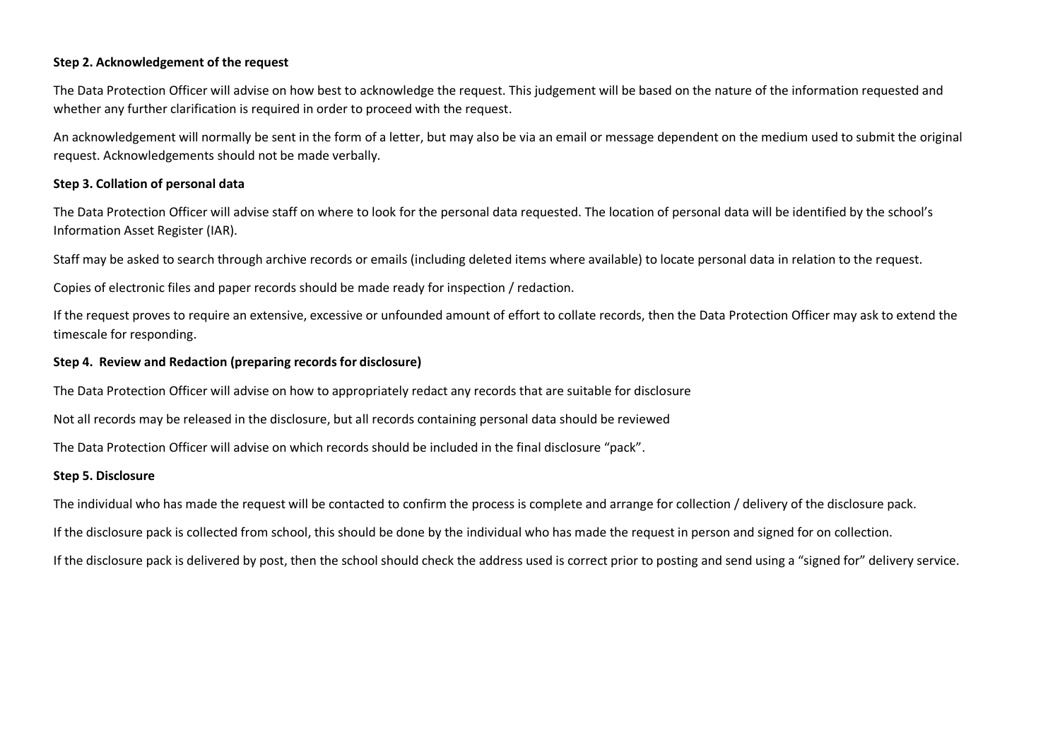**Step 2. Acknowledgement of the request**

The Data Protection Officer will advise on how best to acknowledge the request. This judgement will be based on the nature of the information requested and whether any further clarification is required in order to proceed with the request.

An acknowledgement will normally be sent in the form of a letter, but may also be via an email or message dependent on the medium used to submit the original request. Acknowledgements should not be made verbally.

**Step 3. Collation of personal data**

The Data Protection Officer will advise staff on where to look for the personal data requested. The location of personal data will be identified by the school's Information Asset Register (IAR).

Staff may be asked to search through archive records or emails (including deleted items where available) to locate personal data in relation to the request.

Copies of electronic files and paper records should be made ready for inspection / redaction.

If the request proves to require an extensive, excessive or unfounded amount of effort to collate records, then the Data Protection Officer may ask to extend the timescale for responding.

**Step 4. Review and Redaction (preparing records for disclosure)**

The Data Protection Officer will advise on how to appropriately redact any records that are suitable for disclosure

Not all records may be released in the disclosure, but all records containing personal data should be reviewed

The Data Protection Officer will advise on which records should be included in the final disclosure "pack".

**Step 5. Disclosure**

The individual who has made the request will be contacted to confirm the process is complete and arrange for collection / delivery of the disclosure pack.

If the disclosure pack is collected from school, this should be done by the individual who has made the request in person and signed for on collection.

If the disclosure pack is delivered by post, then the school should check the address used is correct prior to posting and send using a "signed for" delivery service.